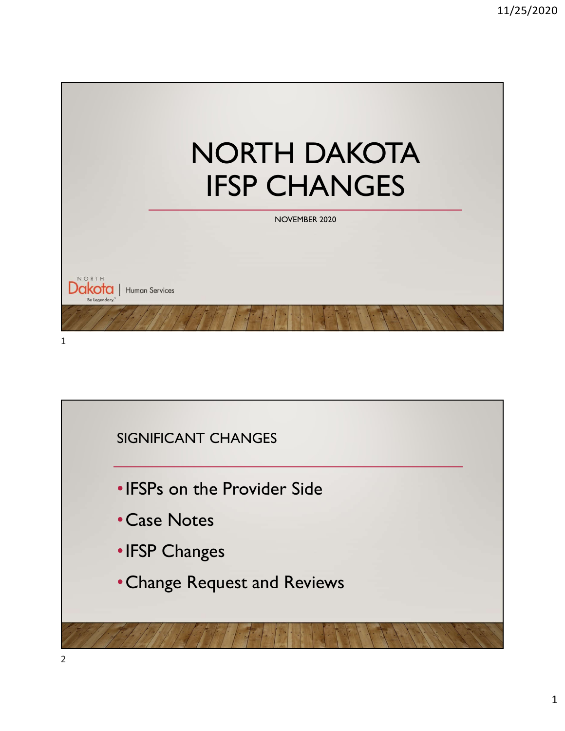# NORTH DAKOTA IFSP CHANGES

NOVEMBER 2020

NORTH Dakota | Human Services
Be Legendary.

## SIGNIFICANT CHANGES

- IFSPs on the Provider Side
- Case Notes
- IFSP Changes
- Change Request and Reviews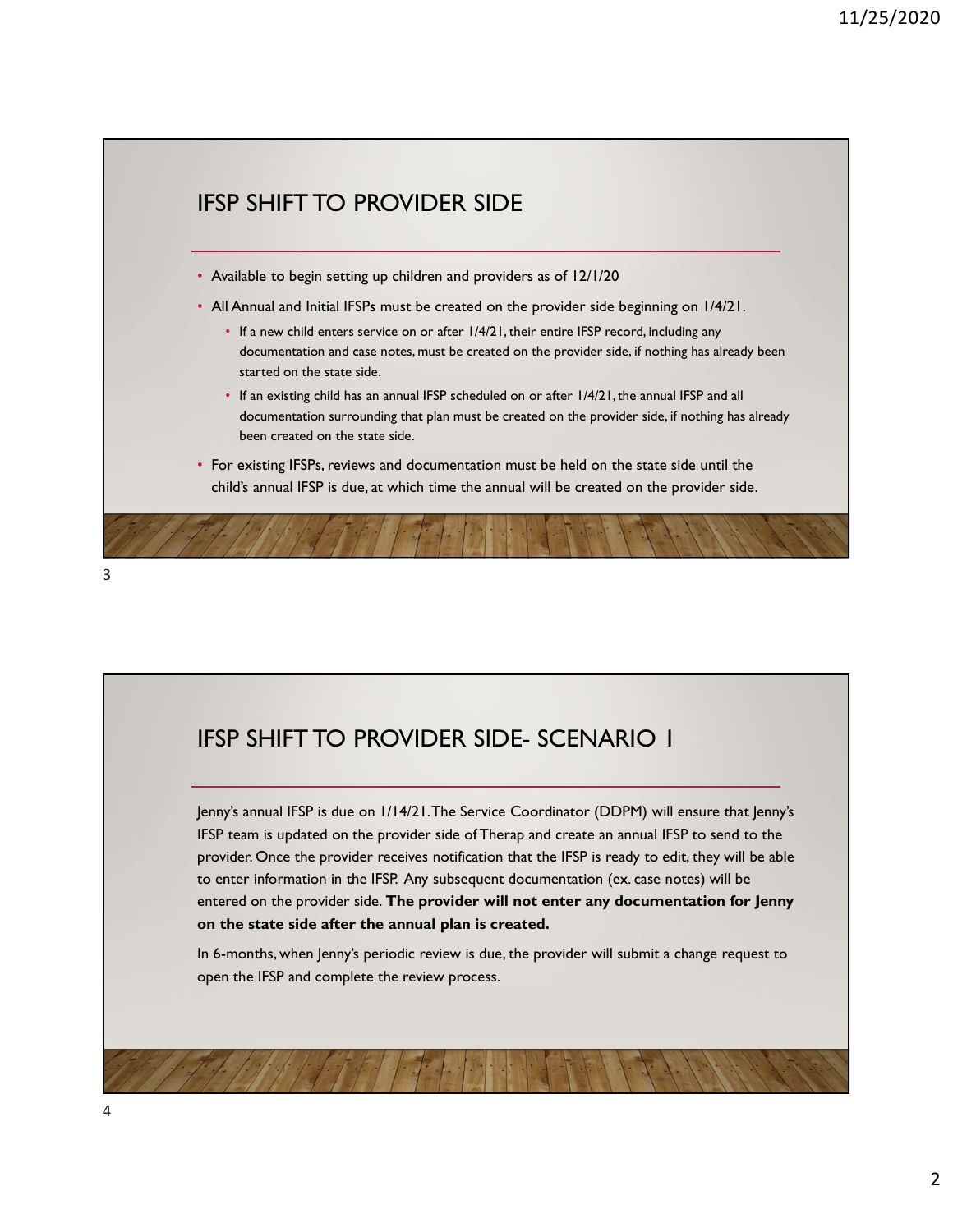## IFSP SHIFT TO PROVIDER SIDE

- Available to begin setting up children and providers as of 12/1/20
- All Annual and Initial IFSPs must be created on the provider side beginning on 1/4/21.
  - If a new child enters service on or after 1/4/21, their entire IFSP record, including any documentation and case notes, must be created on the provider side, if nothing has already been started on the state side.
  - If an existing child has an annual IFSP scheduled on or after 1/4/21, the annual IFSP and all documentation surrounding that plan must be created on the provider side, if nothing has already been created on the state side.
- For existing IFSPs, reviews and documentation must be held on the state side until the child's annual IFSP is due, at which time the annual will be created on the provider side.

## IFSP SHIFT TO PROVIDER SIDE- SCENARIO 1

Jenny's annual IFSP is due on 1/14/21. The Service Coordinator (DDPM) will ensure that Jenny's IFSP team is updated on the provider side of Therap and create an annual IFSP to send to the provider. Once the provider receives notification that the IFSP is ready to edit, they will be able to enter information in the IFSP. Any subsequent documentation (ex. case notes) will be entered on the provider side. **The provider will not enter any documentation for Jenny on the state side after the annual plan is created.**

In 6-months, when Jenny's periodic review is due, the provider will submit a change request to open the IFSP and complete the review process.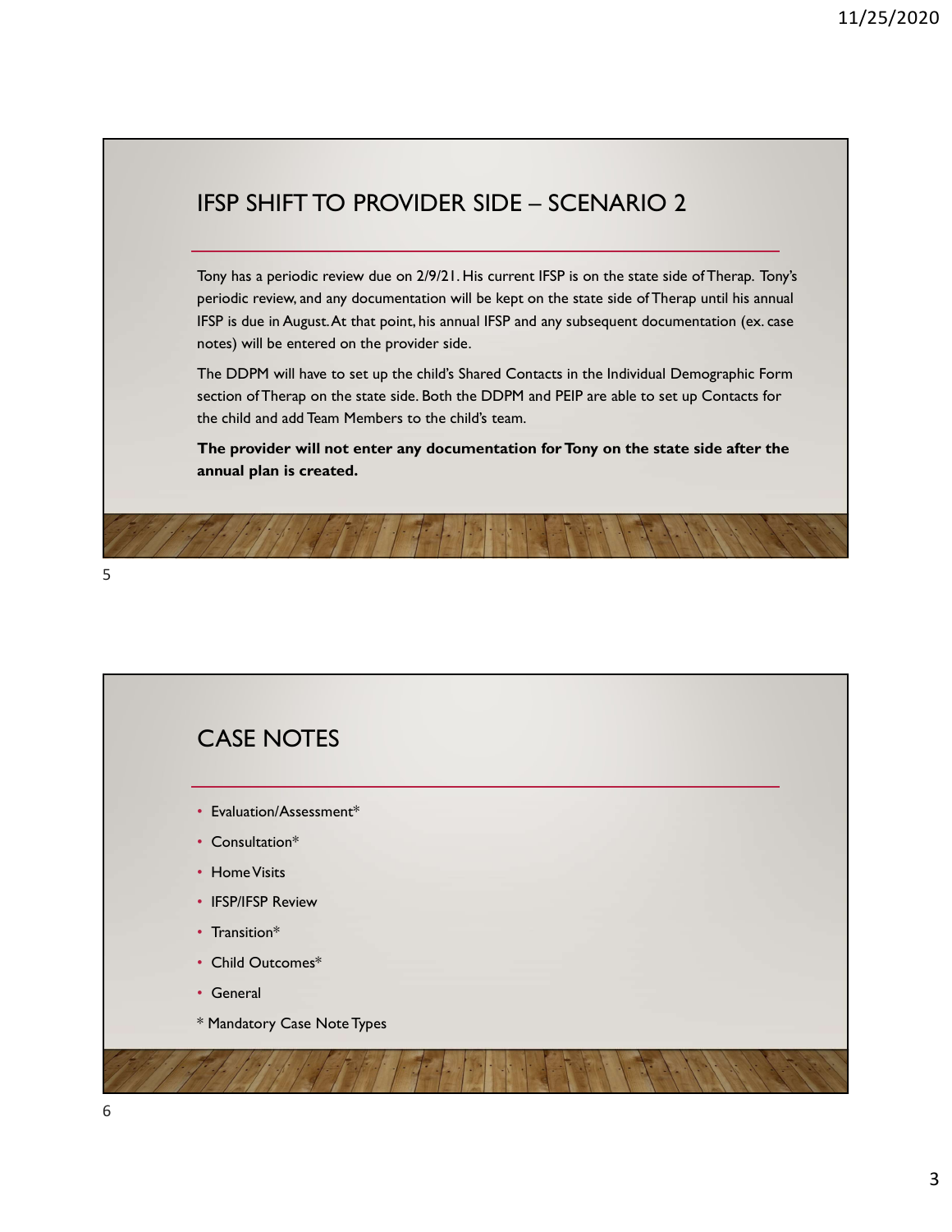## IFSP SHIFT TO PROVIDER SIDE – SCENARIO 2

Tony has a periodic review due on 2/9/21. His current IFSP is on the state side of Therap. Tony's periodic review, and any documentation will be kept on the state side of Therap until his annual IFSP is due in August. At that point, his annual IFSP and any subsequent documentation (ex. case notes) will be entered on the provider side.

The DDPM will have to set up the child's Shared Contacts in the Individual Demographic Form section of Therap on the state side. Both the DDPM and PEIP are able to set up Contacts for the child and add Team Members to the child's team.

**The provider will not enter any documentation for Tony on the state side after the annual plan is created.**

## CASE NOTES

- Evaluation/Assessment*
- Consultation*
- Home Visits
- IFSP/IFSP Review
- Transition*
- Child Outcomes*
- General

\* Mandatory Case Note Types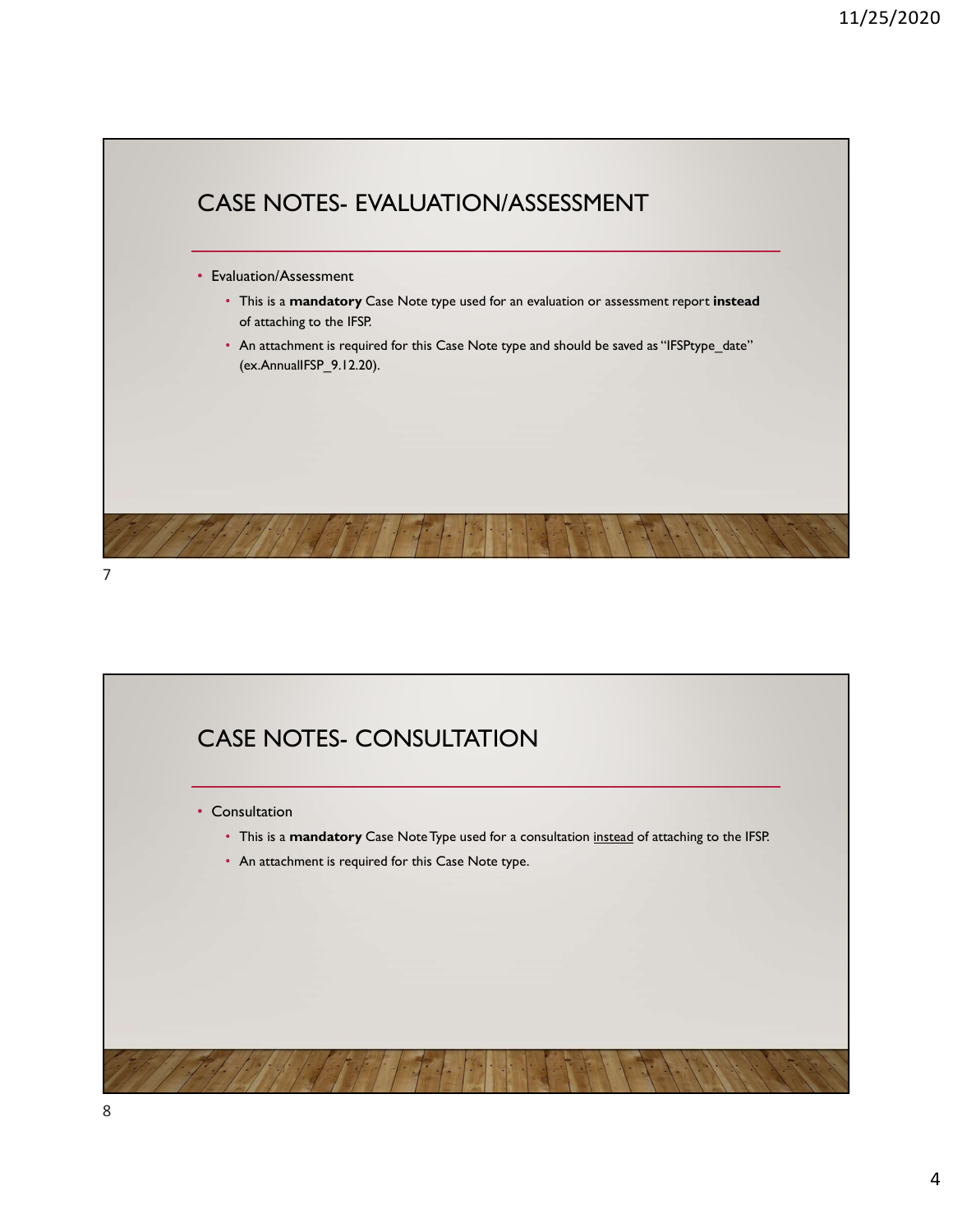## CASE NOTES- EVALUATION/ASSESSMENT

- Evaluation/Assessment
  - This is a **mandatory** Case Note type used for an evaluation or assessment report **instead** of attaching to the IFSP.
  - An attachment is required for this Case Note type and should be saved as "IFSPtype_date" (ex.AnnualIFSP_9.12.20).

## CASE NOTES- CONSULTATION

- Consultation
  - This is a **mandatory** Case Note Type used for a consultation <u>instead</u> of attaching to the IFSP.
  - An attachment is required for this Case Note type.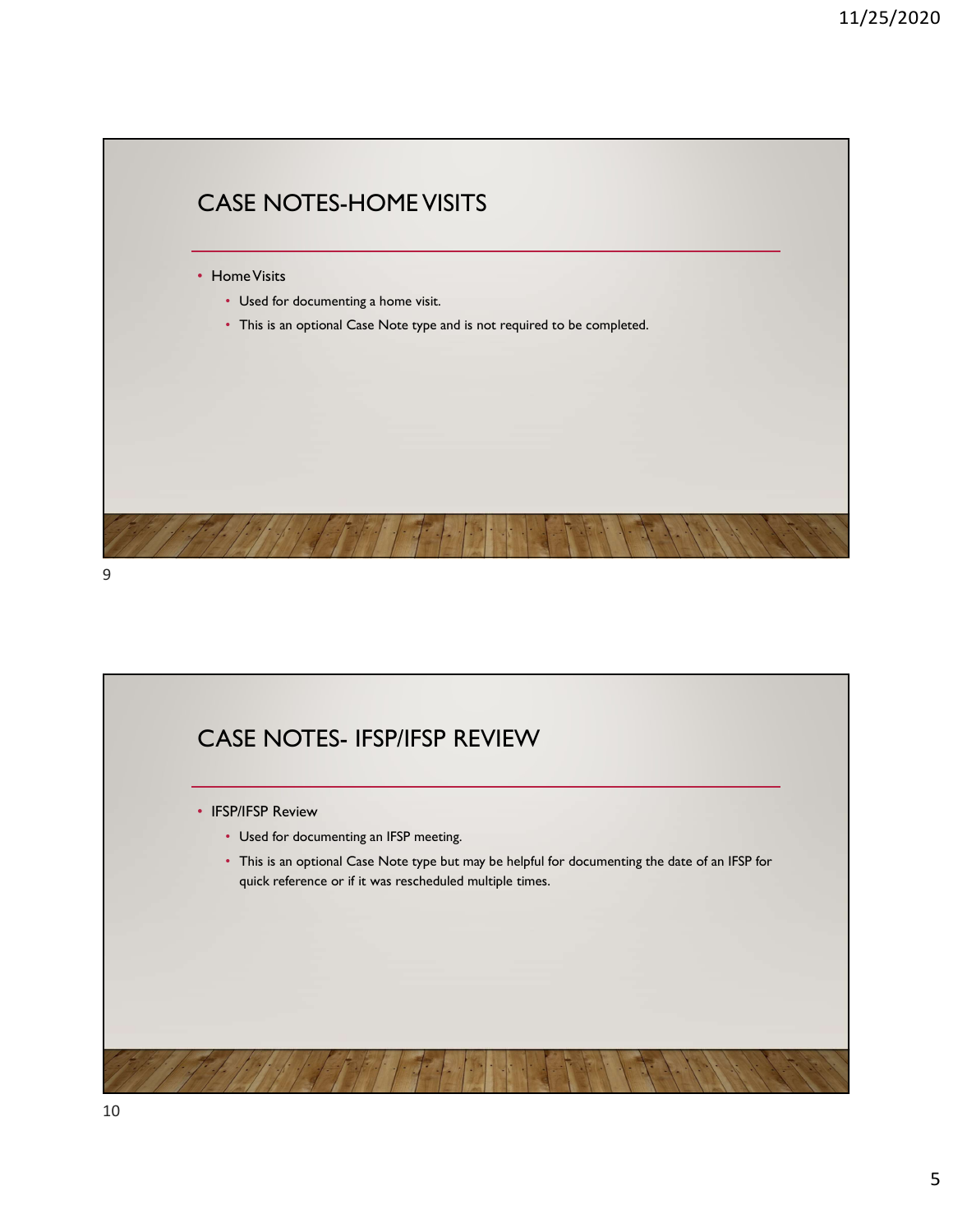## CASE NOTES-HOME VISITS

- Home Visits
  - Used for documenting a home visit.
  - This is an optional Case Note type and is not required to be completed.

## CASE NOTES- IFSP/IFSP REVIEW

- IFSP/IFSP Review
  - Used for documenting an IFSP meeting.
  - This is an optional Case Note type but may be helpful for documenting the date of an IFSP for quick reference or if it was rescheduled multiple times.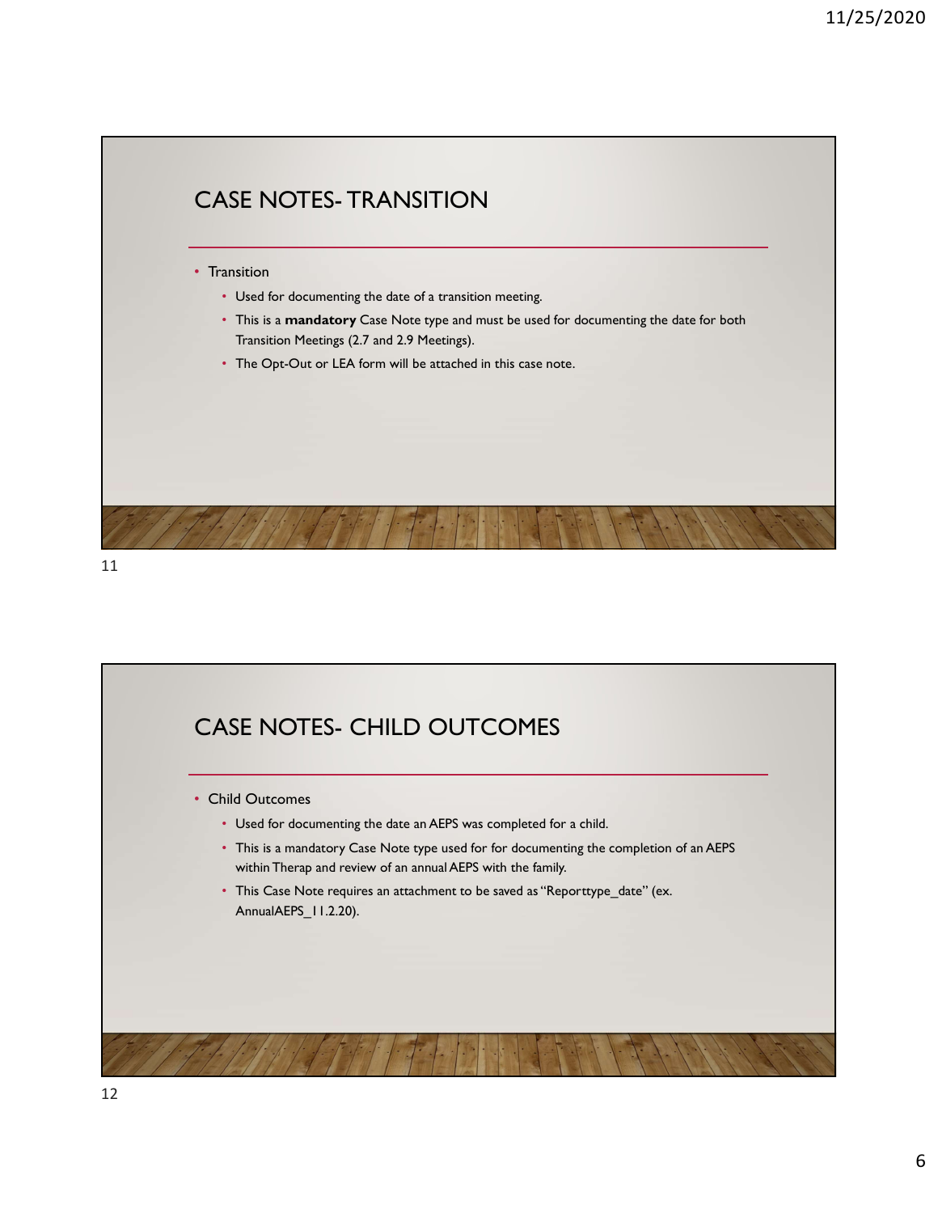## CASE NOTES- TRANSITION

- Transition
  - Used for documenting the date of a transition meeting.
  - This is a **mandatory** Case Note type and must be used for documenting the date for both Transition Meetings (2.7 and 2.9 Meetings).
  - The Opt-Out or LEA form will be attached in this case note.

## CASE NOTES- CHILD OUTCOMES

- Child Outcomes
  - Used for documenting the date an AEPS was completed for a child.
  - This is a mandatory Case Note type used for for documenting the completion of an AEPS within Therap and review of an annual AEPS with the family.
  - This Case Note requires an attachment to be saved as "Reporttype_date" (ex. AnnualAEPS_11.2.20).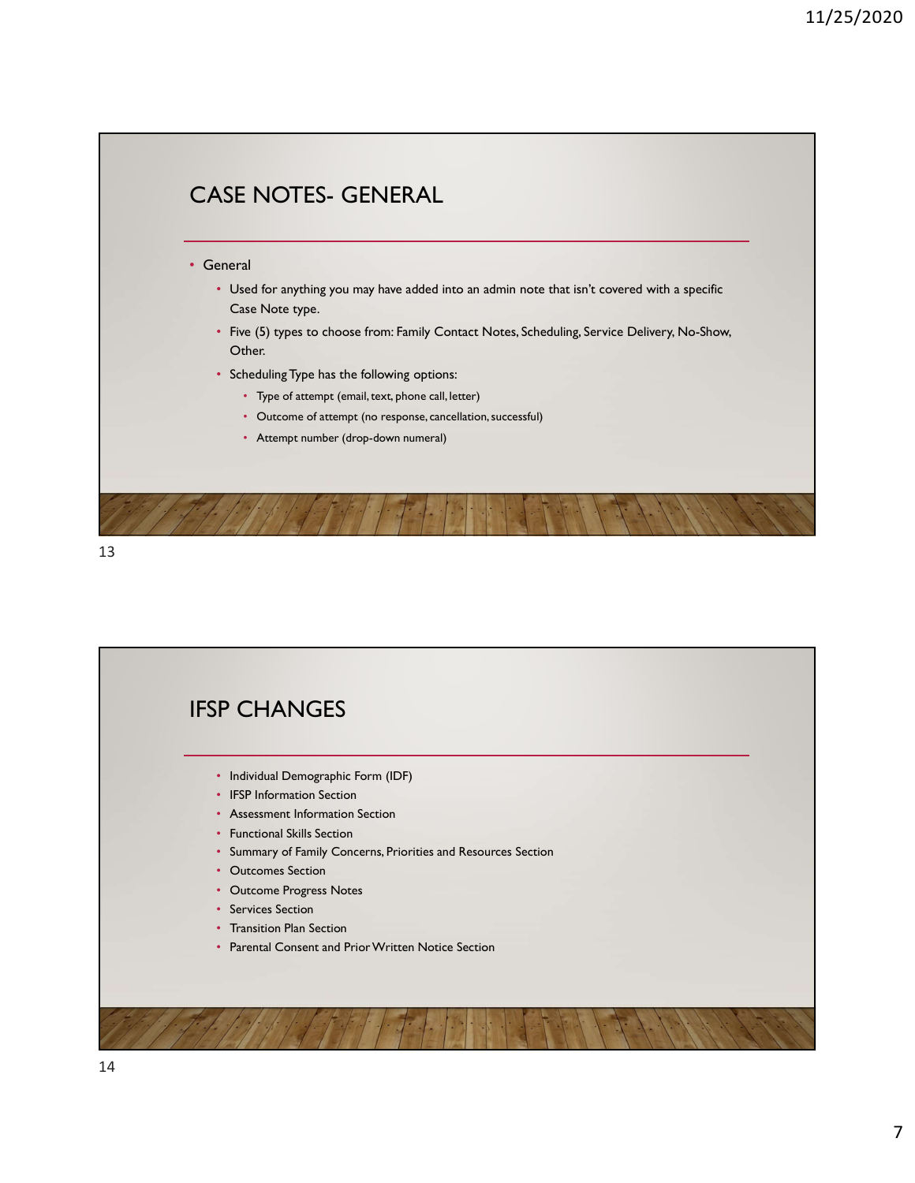# CASE NOTES- GENERAL

- General
  - Used for anything you may have added into an admin note that isn't covered with a specific Case Note type.
  - Five (5) types to choose from: Family Contact Notes, Scheduling, Service Delivery, No-Show, Other.
  - Scheduling Type has the following options:
    - Type of attempt (email, text, phone call, letter)
    - Outcome of attempt (no response, cancellation, successful)
    - Attempt number (drop-down numeral)

# IFSP CHANGES

- Individual Demographic Form (IDF)
- IFSP Information Section
- Assessment Information Section
- Functional Skills Section
- Summary of Family Concerns, Priorities and Resources Section
- Outcomes Section
- Outcome Progress Notes
- Services Section
- Transition Plan Section
- Parental Consent and Prior Written Notice Section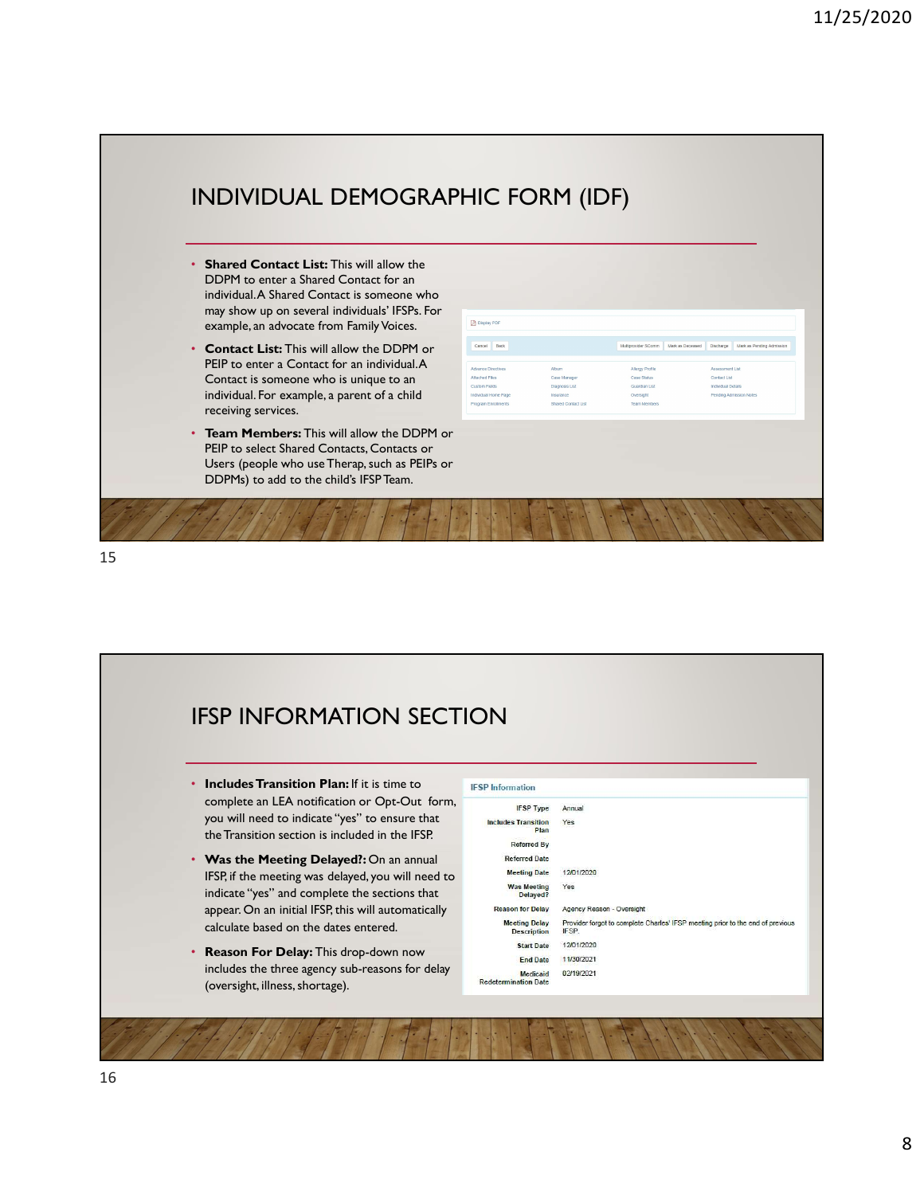## INDIVIDUAL DEMOGRAPHIC FORM (IDF)

- **Shared Contact List:** This will allow the DDPM to enter a Shared Contact for an individual. A Shared Contact is someone who may show up on several individuals' IFSPs. For example, an advocate from Family Voices.
- **Contact List:** This will allow the DDPM or PEIP to enter a Contact for an individual. A Contact is someone who is unique to an individual. For example, a parent of a child receiving services.
- **Team Members:** This will allow the DDPM or PEIP to select Shared Contacts, Contacts or Users (people who use Therap, such as PEIPs or DDPMs) to add to the child's IFSP Team.

Display PDF

Cancel | Back | Multiprovider SComm | Mark as Deceased | Discharge | Mark as Pending Admission

| | | | |
|---|---|---|---|
| Advance Directives | Album | Allergy Profile | Assessment List |
| Attached Files | Case Manager | Case Status | Contact List |
| Custom Fields | Diagnosis List | Guardian List | Individual Details |
| Individual Home Page | Insurance | Oversight | Pending Admission Notes |
| Program Enrollments | Shared Contact List | Team Members | |

## IFSP INFORMATION SECTION

- **Includes Transition Plan:** If it is time to complete an LEA notification or Opt-Out form, you will need to indicate "yes" to ensure that the Transition section is included in the IFSP.
- **Was the Meeting Delayed?:** On an annual IFSP, if the meeting was delayed, you will need to indicate "yes" and complete the sections that appear. On an initial IFSP, this will automatically calculate based on the dates entered.
- **Reason For Delay:** This drop-down now includes the three agency sub-reasons for delay (oversight, illness, shortage).

**IFSP Information**

| | |
|---|---|
| IFSP Type | Annual |
| Includes Transition Plan | Yes |
| Referred By | |
| Referred Date | |
| Meeting Date | 12/01/2020 |
| Was Meeting Delayed? | Yes |
| Reason for Delay | Agency Reason - Oversight |
| Meeting Delay Description | Provider forgot to complete Charles' IFSP meeting prior to the end of previous IFSP. |
| Start Date | 12/01/2020 |
| End Date | 11/30/2021 |
| Medicaid Redetermination Date | 02/19/2021 |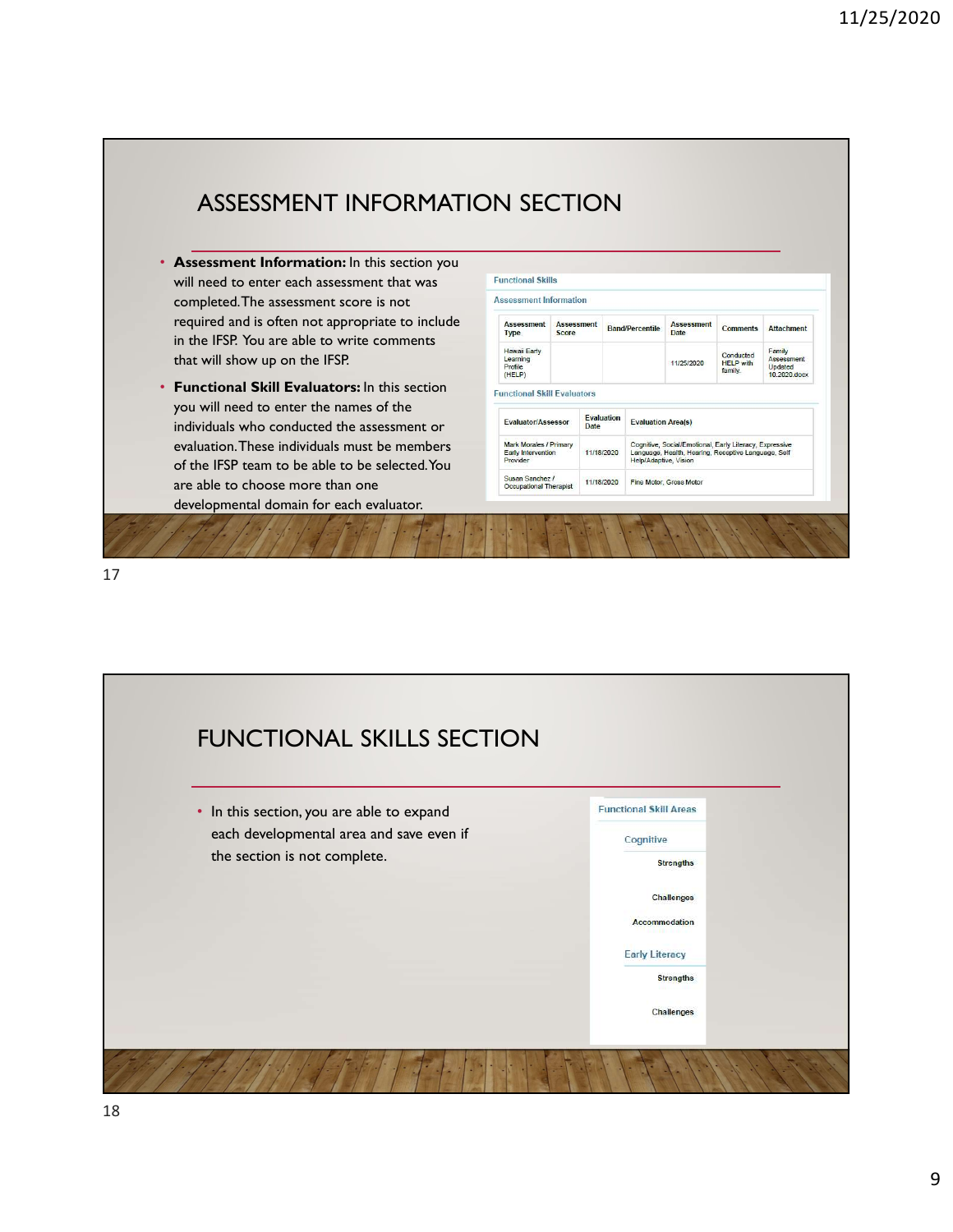# ASSESSMENT INFORMATION SECTION

- **Assessment Information:** In this section you will need to enter each assessment that was completed. The assessment score is not required and is often not appropriate to include in the IFSP. You are able to write comments that will show up on the IFSP.
- **Functional Skill Evaluators:** In this section you will need to enter the names of the individuals who conducted the assessment or evaluation. These individuals must be members of the IFSP team to be able to be selected. You are able to choose more than one developmental domain for each evaluator.

Functional Skills

Assessment Information

| Assessment Type | Assessment Score | Band/Percentile | Assessment Date | Comments | Attachment |
|---|---|---|---|---|---|
| Hawaii Early Learning Profile (HELP) | | | 11/25/2020 | Conducted HELP with family. | Family Assessment Updated 10.2020.docx |

Functional Skill Evaluators

| Evaluator/Assessor | Evaluation Date | Evaluation Area(s) |
|---|---|---|
| Mark Morales / Primary Early Intervention Provider | 11/18/2020 | Cognitive, Social/Emotional, Early Literacy, Expressive Language, Health, Hearing, Receptive Language, Self Help/Adaptive, Vision |
| Susan Sanchez / Occupational Therapist | 11/18/2020 | Fine Motor, Gross Motor |

# FUNCTIONAL SKILLS SECTION

- In this section, you are able to expand each developmental area and save even if the section is not complete.

Functional Skill Areas

- Cognitive
  - Strengths
  - Challenges
  - Accommodation
- Early Literacy
  - Strengths
  - Challenges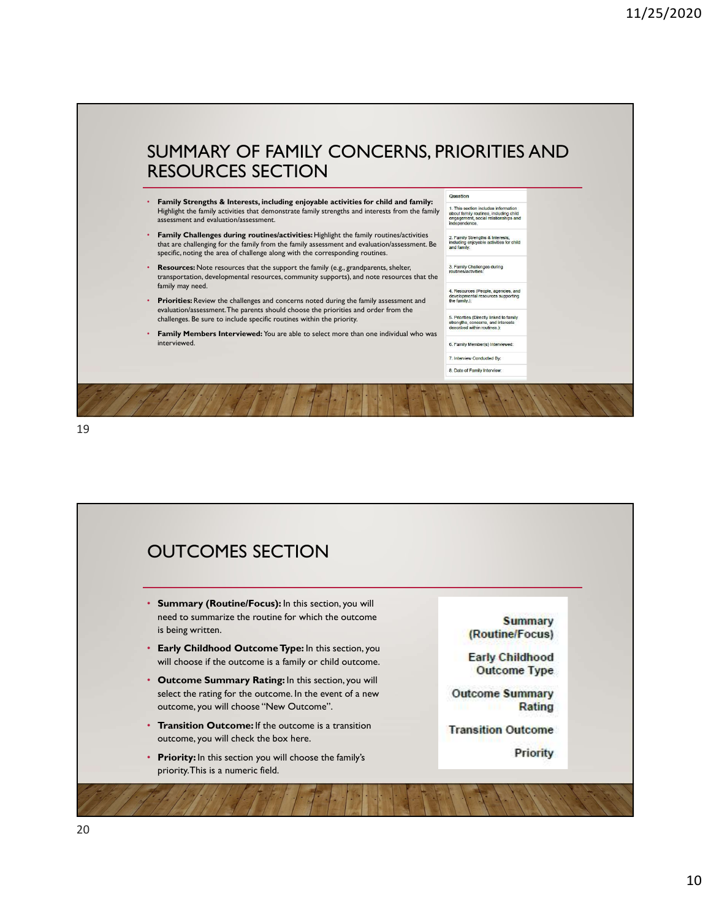## SUMMARY OF FAMILY CONCERNS, PRIORITIES AND RESOURCES SECTION

- **Family Strengths & Interests, including enjoyable activities for child and family:** Highlight the family activities that demonstrate family strengths and interests from the family assessment and evaluation/assessment.
- **Family Challenges during routines/activities:** Highlight the family routines/activities that are challenging for the family from the family assessment and evaluation/assessment. Be specific, noting the area of challenge along with the corresponding routines.
- **Resources:** Note resources that the support the family (e.g., grandparents, shelter, transportation, developmental resources, community supports), and note resources that the family may need.
- **Priorities:** Review the challenges and concerns noted during the family assessment and evaluation/assessment. The parents should choose the priorities and order from the challenges. Be sure to include specific routines within the priority.
- **Family Members Interviewed:** You are able to select more than one individual who was interviewed.

| Question |
|---|
| 1. This section includes information about family routines, including child engagement, social relationships and independence. |
| 2. Family Strengths & Interests, including enjoyable activities for child and family: |
| 3. Family Challenges during routines/activities: |
| 4. Resources (People, agencies, and developmental resources supporting the family.): |
| 5. Priorities (Directly linked to family strengths, concerns, and interests described within routines.): |
| 6. Family Member(s) Interviewed: |
| 7. Interview Conducted By: |
| 8. Date of Family Interview: |

## OUTCOMES SECTION

- **Summary (Routine/Focus):** In this section, you will need to summarize the routine for which the outcome is being written.
- **Early Childhood Outcome Type:** In this section, you will choose if the outcome is a family or child outcome.
- **Outcome Summary Rating:** In this section, you will select the rating for the outcome. In the event of a new outcome, you will choose "New Outcome".
- **Transition Outcome:** If the outcome is a transition outcome, you will check the box here.
- **Priority:** In this section you will choose the family's priority. This is a numeric field.

Summary (Routine/Focus)

Early Childhood Outcome Type

Outcome Summary Rating

Transition Outcome

Priority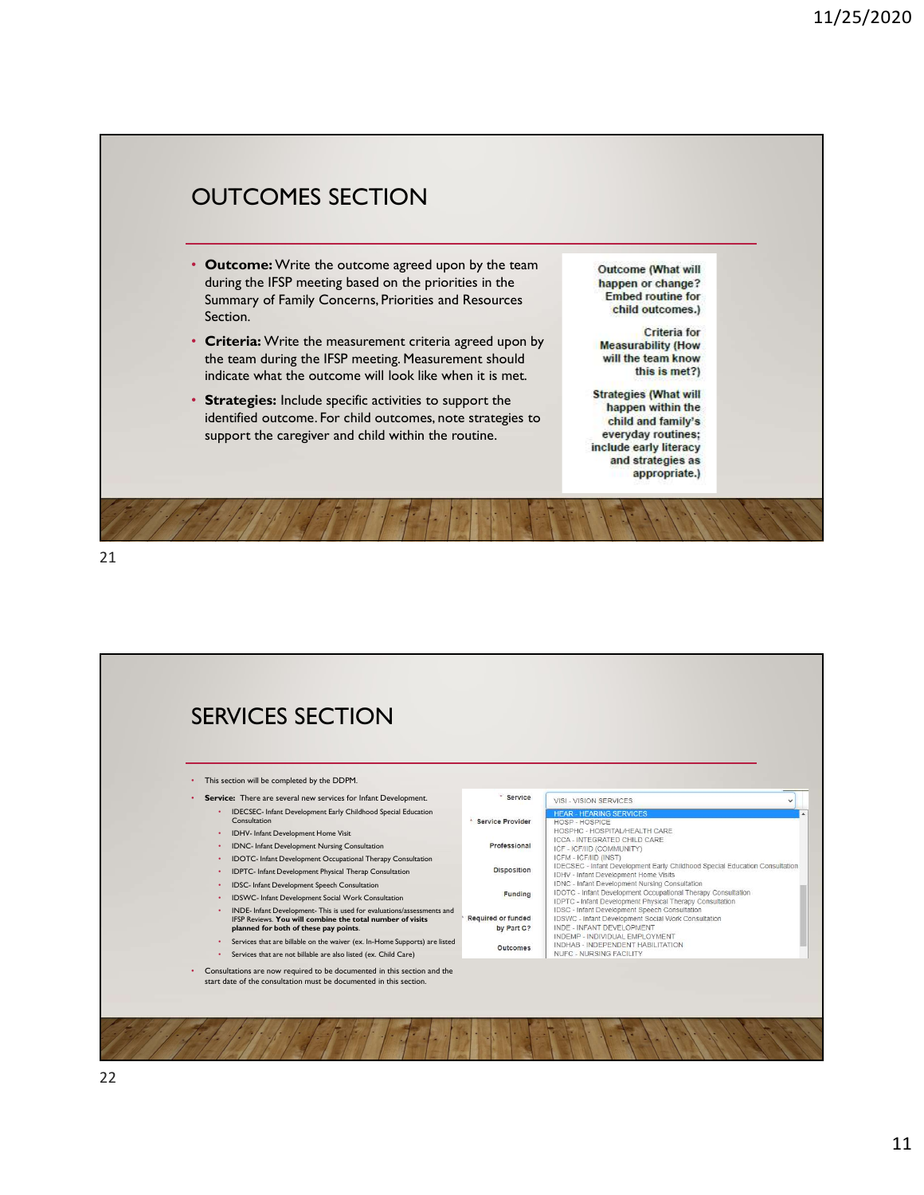# OUTCOMES SECTION

- **Outcome:** Write the outcome agreed upon by the team during the IFSP meeting based on the priorities in the Summary of Family Concerns, Priorities and Resources Section.
- **Criteria:** Write the measurement criteria agreed upon by the team during the IFSP meeting. Measurement should indicate what the outcome will look like when it is met.
- **Strategies:** Include specific activities to support the identified outcome. For child outcomes, note strategies to support the caregiver and child within the routine.

Outcome (What will happen or change? Embed routine for child outcomes.)

Criteria for Measurability (How will the team know this is met?)

Strategies (What will happen within the child and family's everyday routines; include early literacy and strategies as appropriate.)

# SERVICES SECTION

- This section will be completed by the DDPM.
- **Service:** There are several new services for Infant Development.
  - IDECSEC- Infant Development Early Childhood Special Education Consultation
  - IDHV- Infant Development Home Visit
  - IDNC- Infant Development Nursing Consultation
  - IDOTC- Infant Development Occupational Therapy Consultation
  - IDPTC- Infant Development Physical Therap Consultation
  - IDSC- Infant Development Speech Consultation
  - IDSWC- Infant Development Social Work Consultation
  - INDE- Infant Development- This is used for evaluations/assessments and IFSP Reviews. **You will combine the total number of visits planned for both of these pay points.**
  - Services that are billable on the waiver (ex. In-Home Supports) are listed
  - Services that are not billable are also listed (ex. Child Care)
- Consultations are now required to be documented in this section and the start date of the consultation must be documented in this section.

\* Service: VISI - VISION SERVICES

\* Service Provider

Professional

Disposition

Funding

Required or funded by Part C?

Outcomes

- HEAR - HEARING SERVICES
- HOSP - HOSPICE
- HOSPHC - HOSPITAL/HEALTH CARE
- ICCA - INTEGRATED CHILD CARE
- ICF - ICF/IID (COMMUNITY)
- ICFM - ICF/IID (INST)
- IDECSEC - Infant Development Early Childhood Special Education Consultation
- IDHV - Infant Development Home Visits
- IDNC - Infant Development Nursing Consultation
- IDOTC - Infant Development Occupational Therapy Consultation
- IDPTC - Infant Development Physical Therapy Consultation
- IDSC - Infant Development Speech Consultation
- IDSWC - Infant Development Social Work Consultation
- INDE - INFANT DEVELOPMENT
- INDEMP - INDIVIDUAL EMPLOYMENT
- INDHAB - INDEPENDENT HABILITATION
- NUFC - NURSING FACILITY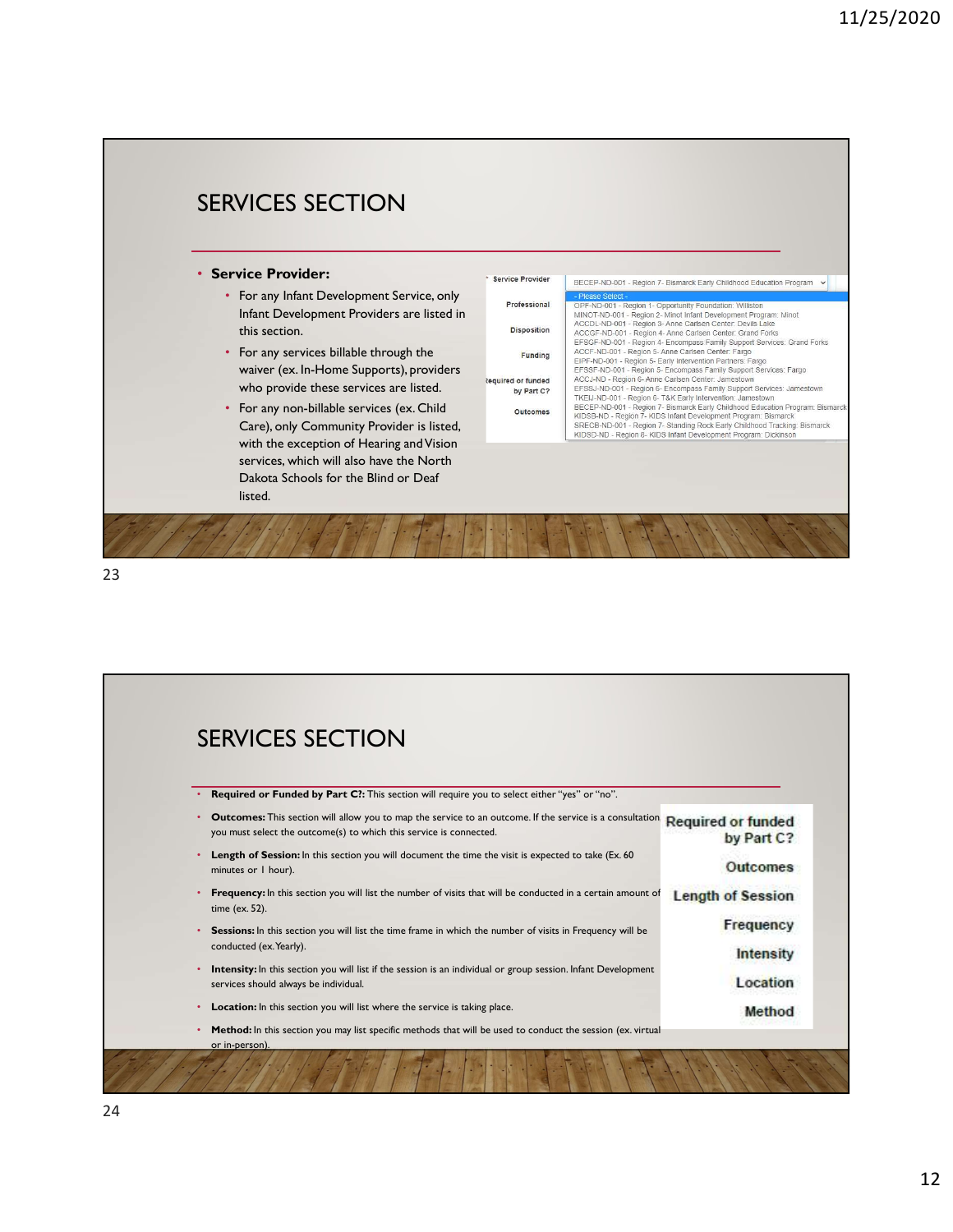## SERVICES SECTION

- **Service Provider:**
  - For any Infant Development Service, only Infant Development Providers are listed in this section.
  - For any services billable through the waiver (ex. In-Home Supports), providers who provide these services are listed.
  - For any non-billable services (ex. Child Care), only Community Provider is listed, with the exception of Hearing and Vision services, which will also have the North Dakota Schools for the Blind or Deaf listed.

Service Provider: BECEP-ND-001 - Region 7- Bismarck Early Childhood Education Program

Professional

Disposition

Funding

Required or funded by Part C?

Outcomes

- Please Select -
OPF-ND-001 - Region 1- Opportunity Foundation: Williston
MINOT-ND-001 - Region 2- Minot Infant Development Program: Minot
ACCDL-ND-001 - Region 3- Anne Carlsen Center: Devils Lake
ACCGF-ND-001 - Region 4- Anne Carlsen Center: Grand Forks
EFSGF-ND-001 - Region 4- Encompass Family Support Services: Grand Forks
ACCF-ND-001 - Region 5- Anne Carlsen Center: Fargo
EIPF-ND-001 - Region 5- Early Intervention Partners: Fargo
EFSSF-ND-001 - Region 5- Encompass Family Support Services: Fargo
ACCJ-ND - Region 6- Anne Carlsen Center: Jamestown
EFSSJ-ND-001 - Region 6- Encompass Family Support Services: Jamestown
TKEIJ-ND-001 - Region 6- T&K Early Intervention: Jamestown
BECEP-ND-001 - Region 7- Bismarck Early Childhood Education Program: Bismarck
KIDSB-ND - Region 7- KIDS Infant Development Program: Bismarck
SRECB-ND-001 - Region 7- Standing Rock Early Childhood Tracking: Bismarck
KIDSD-ND - Region 8- KIDS Infant Development Program: Dickinson

## SERVICES SECTION

- **Required or Funded by Part C?:** This section will require you to select either "yes" or "no".
- **Outcomes:** This section will allow you to map the service to an outcome. If the service is a consultation you must select the outcome(s) to which this service is connected.
- **Length of Session:** In this section you will document the time the visit is expected to take (Ex. 60 minutes or 1 hour).
- **Frequency:** In this section you will list the number of visits that will be conducted in a certain amount of time (ex. 52).
- **Sessions:** In this section you will list the time frame in which the number of visits in Frequency will be conducted (ex. Yearly).
- **Intensity:** In this section you will list if the session is an individual or group session. Infant Development services should always be individual.
- **Location:** In this section you will list where the service is taking place.
- **Method:** In this section you may list specific methods that will be used to conduct the session (ex. virtual or in-person).

Required or funded by Part C?

Outcomes

Length of Session

Frequency

Intensity

Location

Method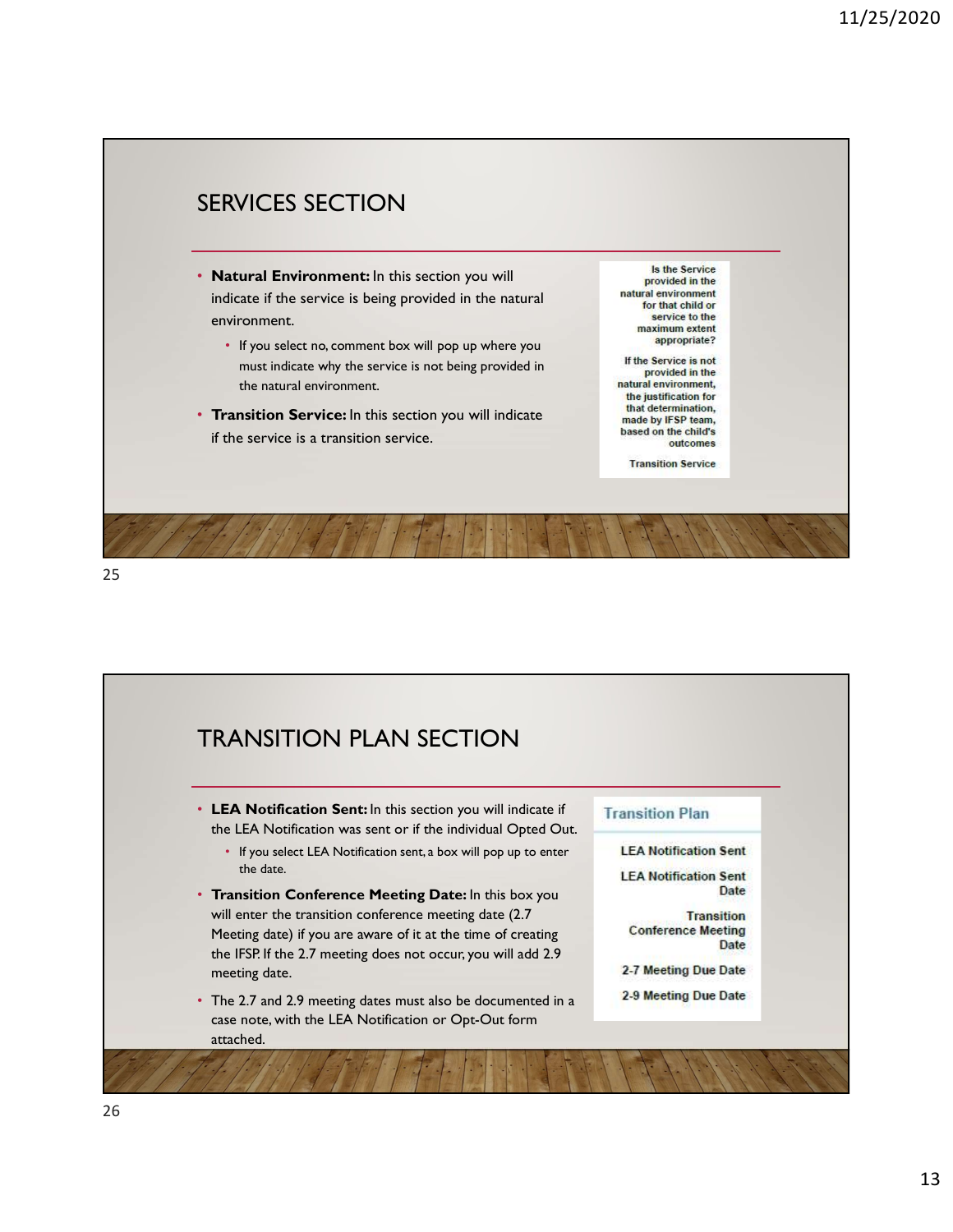## SERVICES SECTION

- **Natural Environment:** In this section you will indicate if the service is being provided in the natural environment.
  - If you select no, comment box will pop up where you must indicate why the service is not being provided in the natural environment.
- **Transition Service:** In this section you will indicate if the service is a transition service.

Is the Service provided in the natural environment for that child or service to the maximum extent appropriate?

If the Service is not provided in the natural environment, the justification for that determination, made by IFSP team, based on the child's outcomes

Transition Service

## TRANSITION PLAN SECTION

- **LEA Notification Sent:** In this section you will indicate if the LEA Notification was sent or if the individual Opted Out.
  - If you select LEA Notification sent, a box will pop up to enter the date.
- **Transition Conference Meeting Date:** In this box you will enter the transition conference meeting date (2.7 Meeting date) if you are aware of it at the time of creating the IFSP. If the 2.7 meeting does not occur, you will add 2.9 meeting date.
- The 2.7 and 2.9 meeting dates must also be documented in a case note, with the LEA Notification or Opt-Out form attached.

Transition Plan

LEA Notification Sent

LEA Notification Sent Date

Transition Conference Meeting Date

2-7 Meeting Due Date

2-9 Meeting Due Date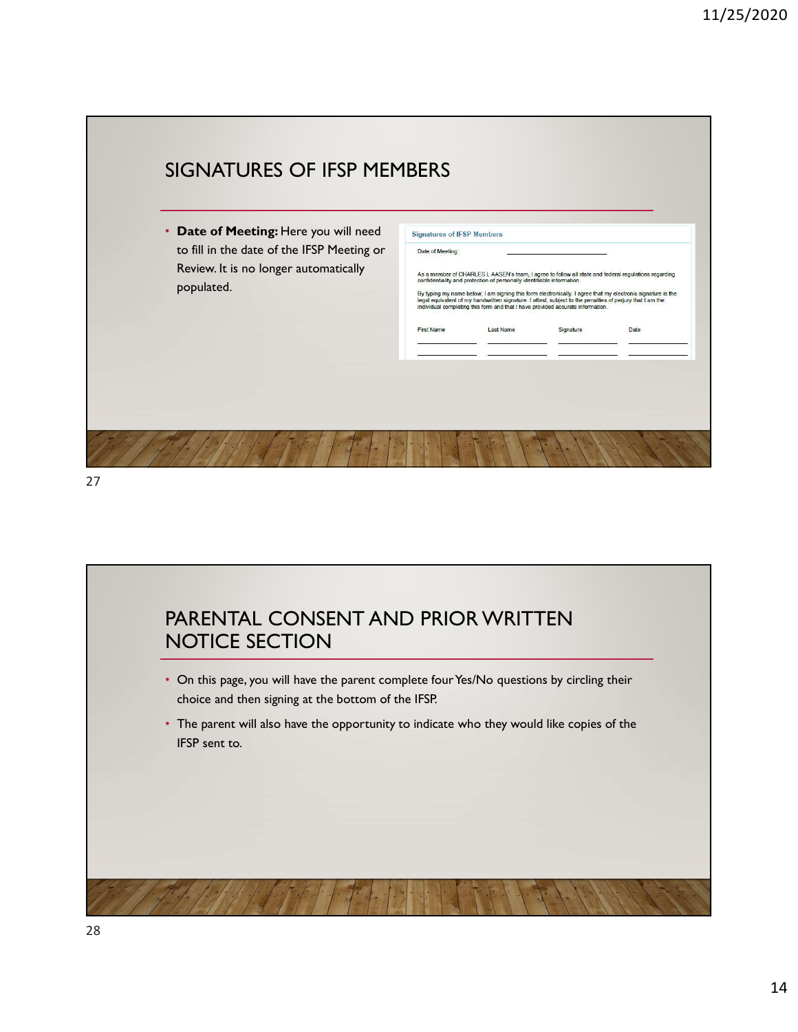## SIGNATURES OF IFSP MEMBERS

- **Date of Meeting:** Here you will need to fill in the date of the IFSP Meeting or Review. It is no longer automatically populated.

**Signatures of IFSP Members**

Date of Meeting: ____________________

As a member of CHARLES L AASEN's team, I agree to follow all state and federal regulations regarding confidentiality and protection of personally identifiable information.

By typing my name below, I am signing this form electronically. I agree that my electronic signature is the legal equivalent of my handwritten signature. I attest, subject to the penalties of perjury that I am the individual completing this form and that I have provided accurate information.

| First Name | Last Name | Signature | Date |
| --- | --- | --- | --- |
| | | | |
| | | | |

## PARENTAL CONSENT AND PRIOR WRITTEN NOTICE SECTION

- On this page, you will have the parent complete four Yes/No questions by circling their choice and then signing at the bottom of the IFSP.
- The parent will also have the opportunity to indicate who they would like copies of the IFSP sent to.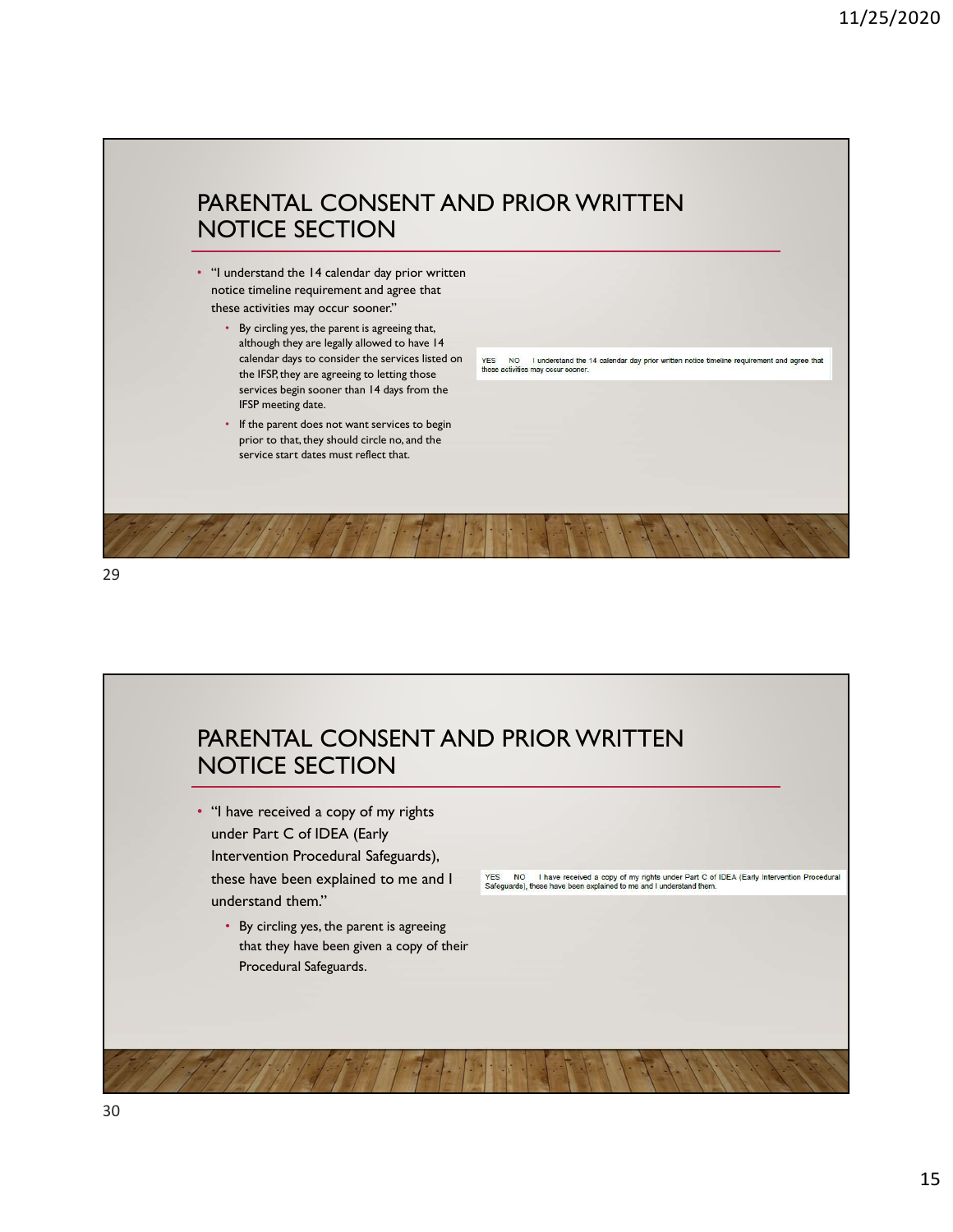## PARENTAL CONSENT AND PRIOR WRITTEN NOTICE SECTION

- "I understand the 14 calendar day prior written notice timeline requirement and agree that these activities may occur sooner."
  - By circling yes, the parent is agreeing that, although they are legally allowed to have 14 calendar days to consider the services listed on the IFSP, they are agreeing to letting those services begin sooner than 14 days from the IFSP meeting date.
  - If the parent does not want services to begin prior to that, they should circle no, and the service start dates must reflect that.

YES NO I understand the 14 calendar day prior written notice timeline requirement and agree that these activities may occur sooner.

## PARENTAL CONSENT AND PRIOR WRITTEN NOTICE SECTION

- "I have received a copy of my rights under Part C of IDEA (Early Intervention Procedural Safeguards), these have been explained to me and I understand them."
  - By circling yes, the parent is agreeing that they have been given a copy of their Procedural Safeguards.

YES NO I have received a copy of my rights under Part C of IDEA (Early Intervention Procedural Safeguards), these have been explained to me and I understand them.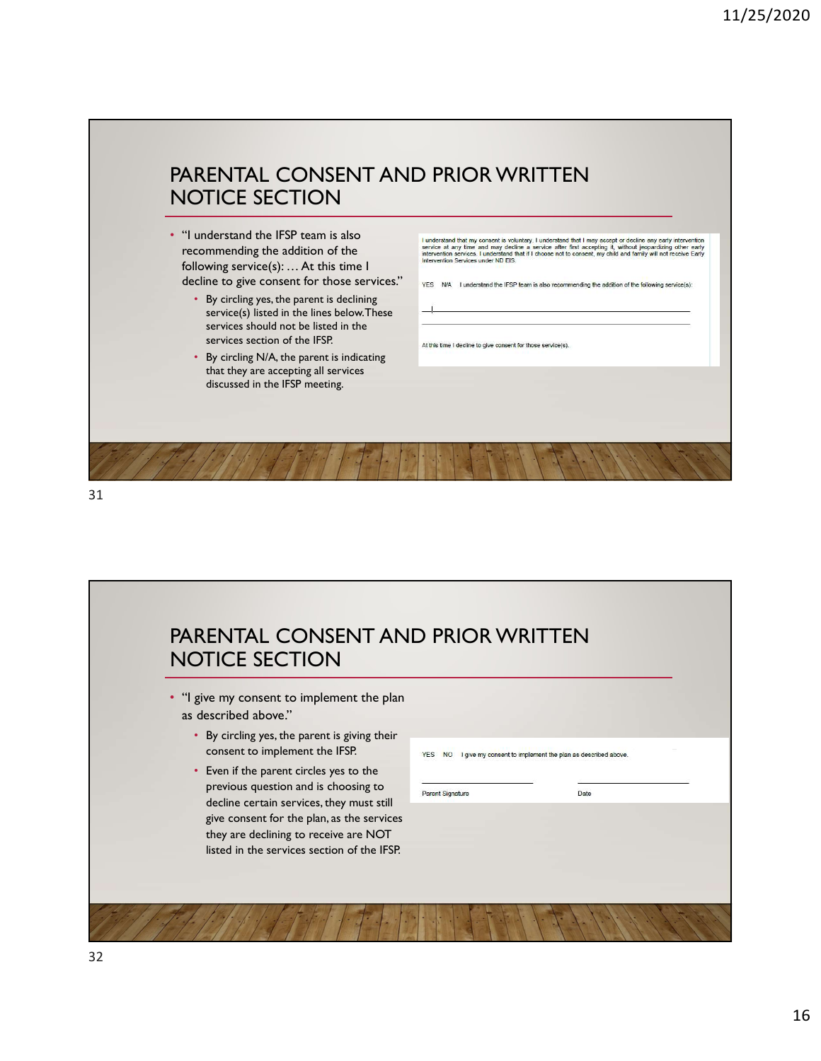## PARENTAL CONSENT AND PRIOR WRITTEN NOTICE SECTION

- "I understand the IFSP team is also recommending the addition of the following service(s): … At this time I decline to give consent for those services."
  - By circling yes, the parent is declining service(s) listed in the lines below. These services should not be listed in the services section of the IFSP.
  - By circling N/A, the parent is indicating that they are accepting all services discussed in the IFSP meeting.

I understand that my consent is voluntary. I understand that I may accept or decline any early intervention service at any time and may decline a service after first accepting it, without jeopardizing other early intervention services. I understand that if I choose not to consent, my child and family will not receive Early Intervention Services under ND EIS.

YES N/A I understand the IFSP team is also recommending the addition of the following service(s):

At this time I decline to give consent for those service(s).

## PARENTAL CONSENT AND PRIOR WRITTEN NOTICE SECTION

- "I give my consent to implement the plan as described above."
  - By circling yes, the parent is giving their consent to implement the IFSP.
  - Even if the parent circles yes to the previous question and is choosing to decline certain services, they must still give consent for the plan, as the services they are declining to receive are NOT listed in the services section of the IFSP.

YES NO I give my consent to implement the plan as described above.

Parent Signature Date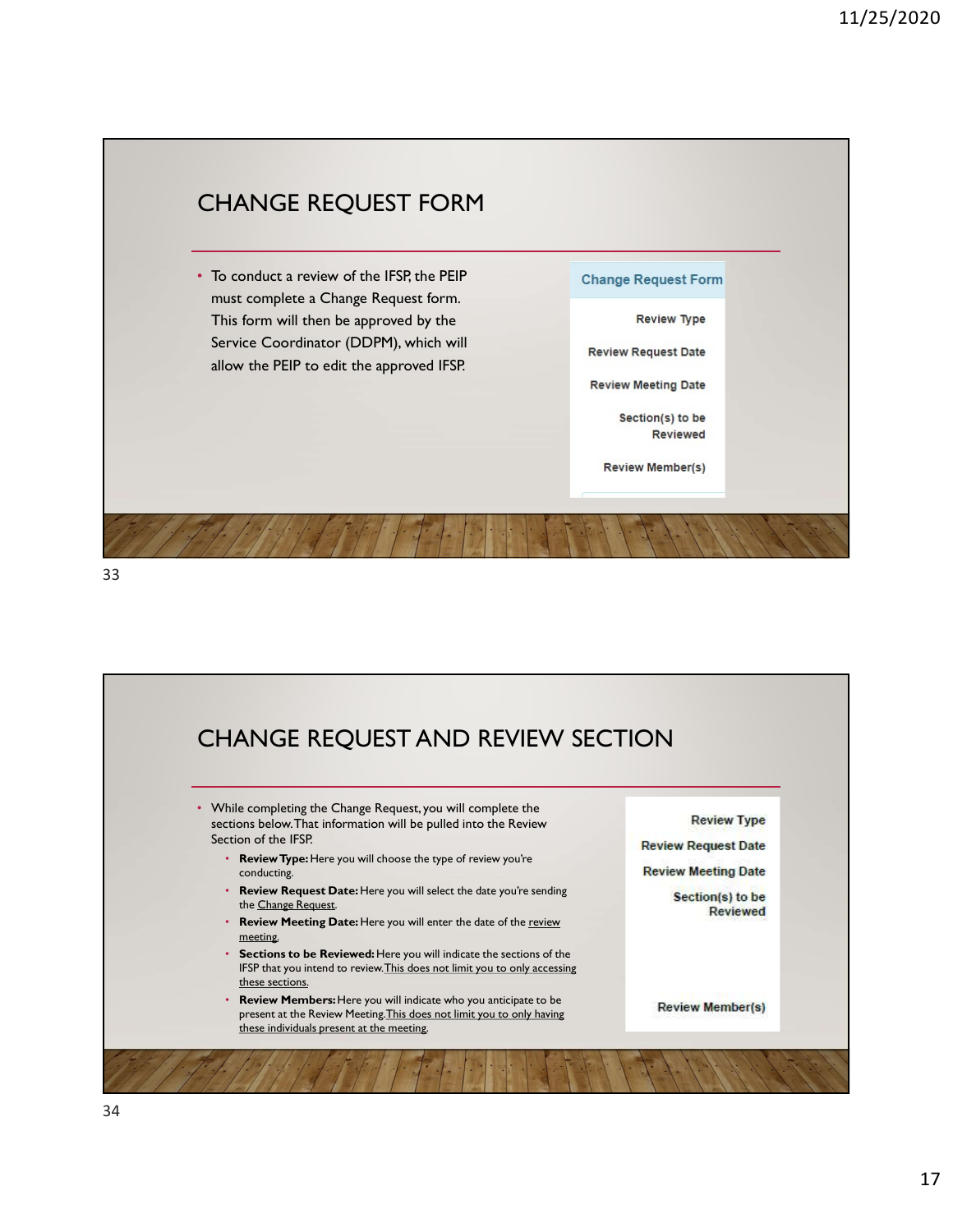## CHANGE REQUEST FORM

- To conduct a review of the IFSP, the PEIP must complete a Change Request form. This form will then be approved by the Service Coordinator (DDPM), which will allow the PEIP to edit the approved IFSP.

**Change Request Form**

Review Type

Review Request Date

Review Meeting Date

Section(s) to be Reviewed

Review Member(s)

## CHANGE REQUEST AND REVIEW SECTION

- While completing the Change Request, you will complete the sections below. That information will be pulled into the Review Section of the IFSP.
  - **Review Type:** Here you will choose the type of review you're conducting.
  - **Review Request Date:** Here you will select the date you're sending the Change Request.
  - **Review Meeting Date:** Here you will enter the date of the review meeting.
  - **Sections to be Reviewed:** Here you will indicate the sections of the IFSP that you intend to review. This does not limit you to only accessing these sections.
  - **Review Members:** Here you will indicate who you anticipate to be present at the Review Meeting. This does not limit you to only having these individuals present at the meeting.

Review Type

Review Request Date

Review Meeting Date

Section(s) to be Reviewed

Review Member(s)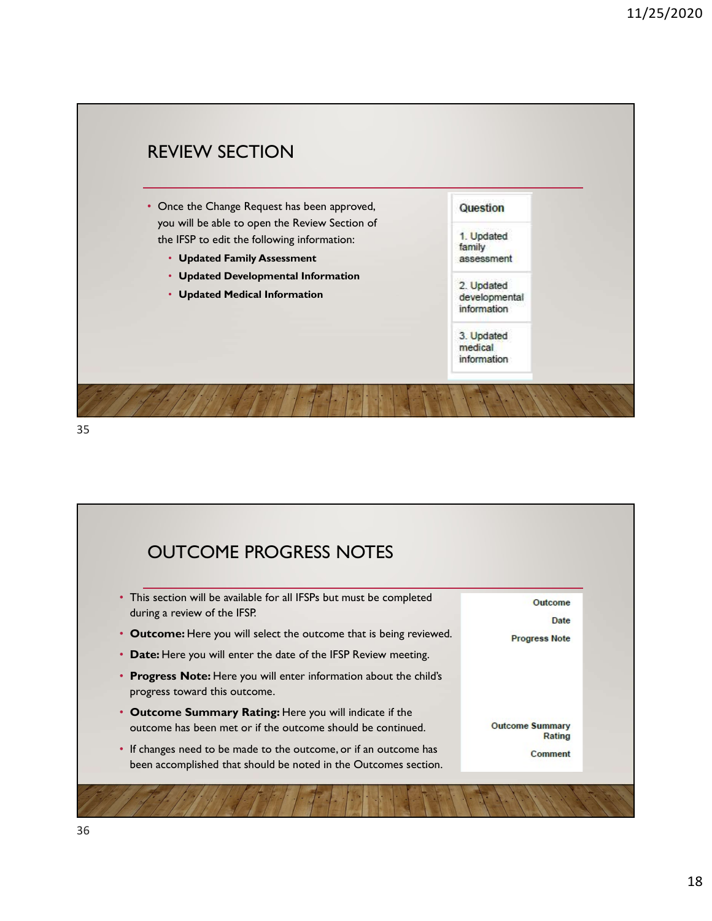## REVIEW SECTION

- Once the Change Request has been approved, you will be able to open the Review Section of the IFSP to edit the following information:
  - **Updated Family Assessment**
  - **Updated Developmental Information**
  - **Updated Medical Information**

| Question |
|---|
| 1. Updated family assessment |
| 2. Updated developmental information |
| 3. Updated medical information |

## OUTCOME PROGRESS NOTES

- This section will be available for all IFSPs but must be completed during a review of the IFSP.
- **Outcome:** Here you will select the outcome that is being reviewed.
- **Date:** Here you will enter the date of the IFSP Review meeting.
- **Progress Note:** Here you will enter information about the child's progress toward this outcome.
- **Outcome Summary Rating:** Here you will indicate if the outcome has been met or if the outcome should be continued.
- If changes need to be made to the outcome, or if an outcome has been accomplished that should be noted in the Outcomes section.

Outcome

Date

Progress Note

Outcome Summary Rating

Comment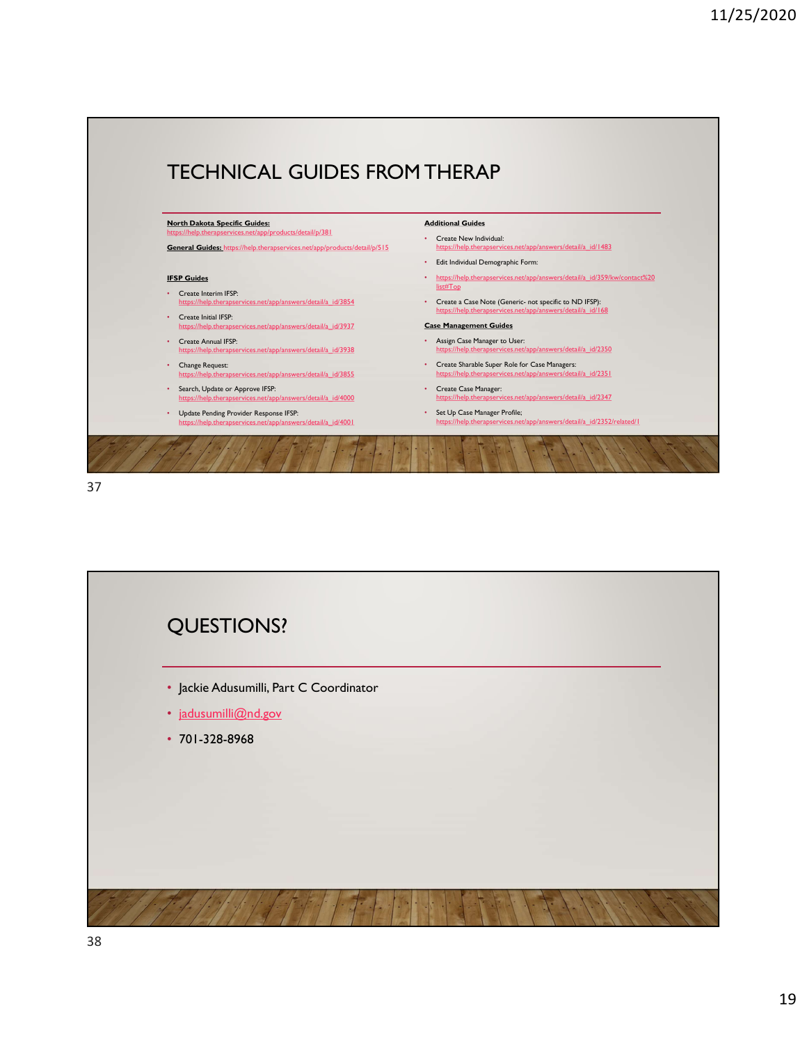# TECHNICAL GUIDES FROM THERAP

**North Dakota Specific Guides:**
https://help.therapservices.net/app/products/detail/p/381

**General Guides:** https://help.therapservices.net/app/products/detail/p/515

**IFSP Guides**

- Create Interim IFSP: https://help.therapservices.net/app/answers/detail/a_id/3854
- Create Initial IFSP: https://help.therapservices.net/app/answers/detail/a_id/3937
- Create Annual IFSP: https://help.therapservices.net/app/answers/detail/a_id/3938
- Change Request: https://help.therapservices.net/app/answers/detail/a_id/3855
- Search, Update or Approve IFSP: https://help.therapservices.net/app/answers/detail/a_id/4000
- Update Pending Provider Response IFSP: https://help.therapservices.net/app/answers/detail/a_id/4001

**Additional Guides**

- Create New Individual: https://help.therapservices.net/app/answers/detail/a_id/1483
- Edit Individual Demographic Form:
- https://help.therapservices.net/app/answers/detail/a_id/359/kw/contact%20list#Top
- Create a Case Note (Generic- not specific to ND IFSP): https://help.therapservices.net/app/answers/detail/a_id/168

**Case Management Guides**

- Assign Case Manager to User: https://help.therapservices.net/app/answers/detail/a_id/2350
- Create Sharable Super Role for Case Managers: https://help.therapservices.net/app/answers/detail/a_id/2351
- Create Case Manager: https://help.therapservices.net/app/answers/detail/a_id/2347
- Set Up Case Manager Profile; https://help.therapservices.net/app/answers/detail/a_id/2352/related/1

# QUESTIONS?

- Jackie Adusumilli, Part C Coordinator
- jadusumilli@nd.gov
- 701-328-8968